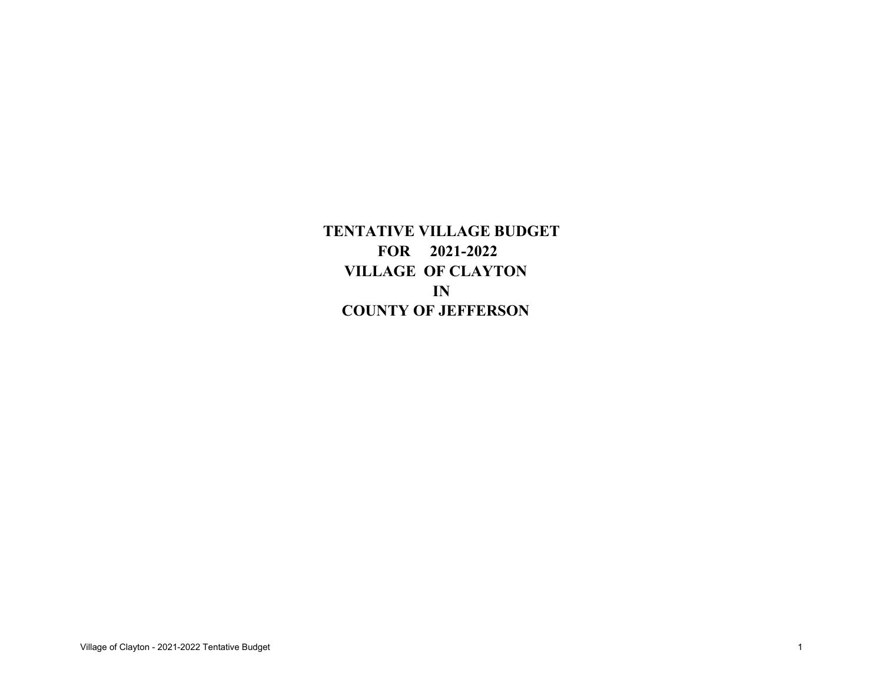# TENTATIVE VILLAGE BUDGET
# FOR 2021-2022
# VILLAGE OF CLAYTON
# IN
# COUNTY OF JEFFERSON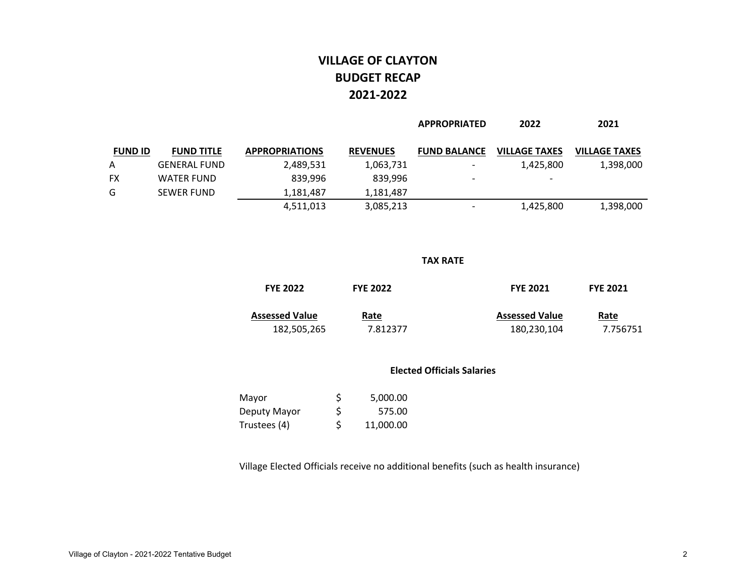# VILLAGE OF CLAYTON
## BUDGET RECAP
## 2021-2022

| FUND ID | FUND TITLE | APPROPRIATIONS | REVENUES | APPROPRIATED FUND BALANCE | 2022 VILLAGE TAXES | 2021 VILLAGE TAXES |
|---|---|---|---|---|---|---|
| A | GENERAL FUND | 2,489,531 | 1,063,731 | - | 1,425,800 | 1,398,000 |
| FX | WATER FUND | 839,996 | 839,996 | - | - | |
| G | SEWER FUND | 1,181,487 | 1,181,487 | | | |
| | | 4,511,013 | 3,085,213 | - | 1,425,800 | 1,398,000 |

**TAX RATE**

| FYE 2022 Assessed Value | FYE 2022 Rate | FYE 2021 Assessed Value | FYE 2021 Rate |
|---|---|---|---|
| 182,505,265 | 7.812377 | 180,230,104 | 7.756751 |

**Elected Officials Salaries**

| | |
|---|---|
| Mayor | $ 5,000.00 |
| Deputy Mayor | $ 575.00 |
| Trustees (4) | $ 11,000.00 |

Village Elected Officials receive no additional benefits (such as health insurance)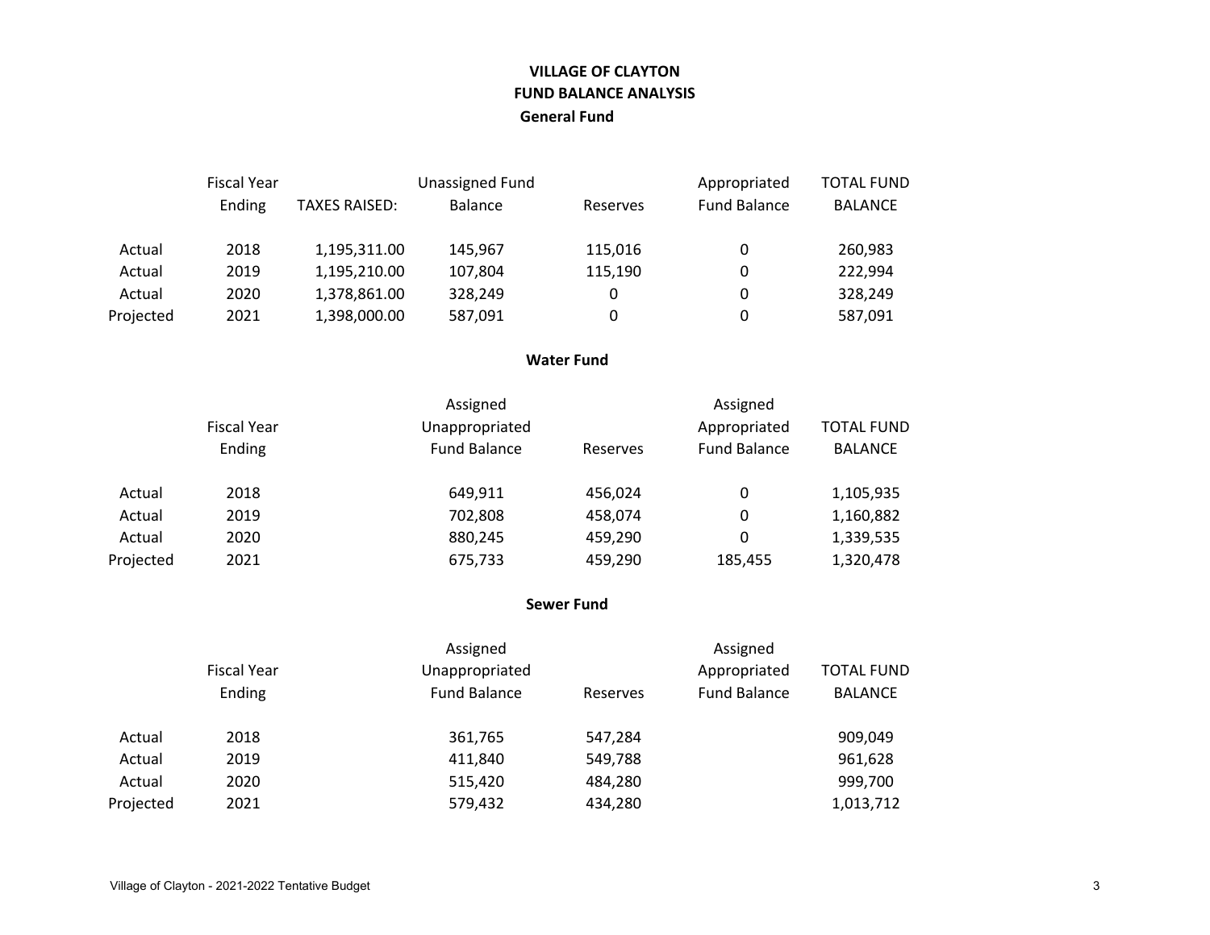# VILLAGE OF CLAYTON

## FUND BALANCE ANALYSIS

### General Fund

| | Fiscal Year Ending | TAXES RAISED: | Unassigned Fund Balance | Reserves | Appropriated Fund Balance | TOTAL FUND BALANCE |
|---|---|---|---|---|---|---|
| Actual | 2018 | 1,195,311.00 | 145,967 | 115,016 | 0 | 260,983 |
| Actual | 2019 | 1,195,210.00 | 107,804 | 115,190 | 0 | 222,994 |
| Actual | 2020 | 1,378,861.00 | 328,249 | 0 | 0 | 328,249 |
| Projected | 2021 | 1,398,000.00 | 587,091 | 0 | 0 | 587,091 |

### Water Fund

| | Fiscal Year Ending | Assigned Unappropriated Fund Balance | Reserves | Assigned Appropriated Fund Balance | TOTAL FUND BALANCE |
|---|---|---|---|---|---|
| Actual | 2018 | 649,911 | 456,024 | 0 | 1,105,935 |
| Actual | 2019 | 702,808 | 458,074 | 0 | 1,160,882 |
| Actual | 2020 | 880,245 | 459,290 | 0 | 1,339,535 |
| Projected | 2021 | 675,733 | 459,290 | 185,455 | 1,320,478 |

### Sewer Fund

| | Fiscal Year Ending | Assigned Unappropriated Fund Balance | Reserves | Assigned Appropriated Fund Balance | TOTAL FUND BALANCE |
|---|---|---|---|---|---|
| Actual | 2018 | 361,765 | 547,284 | | 909,049 |
| Actual | 2019 | 411,840 | 549,788 | | 961,628 |
| Actual | 2020 | 515,420 | 484,280 | | 999,700 |
| Projected | 2021 | 579,432 | 434,280 | | 1,013,712 |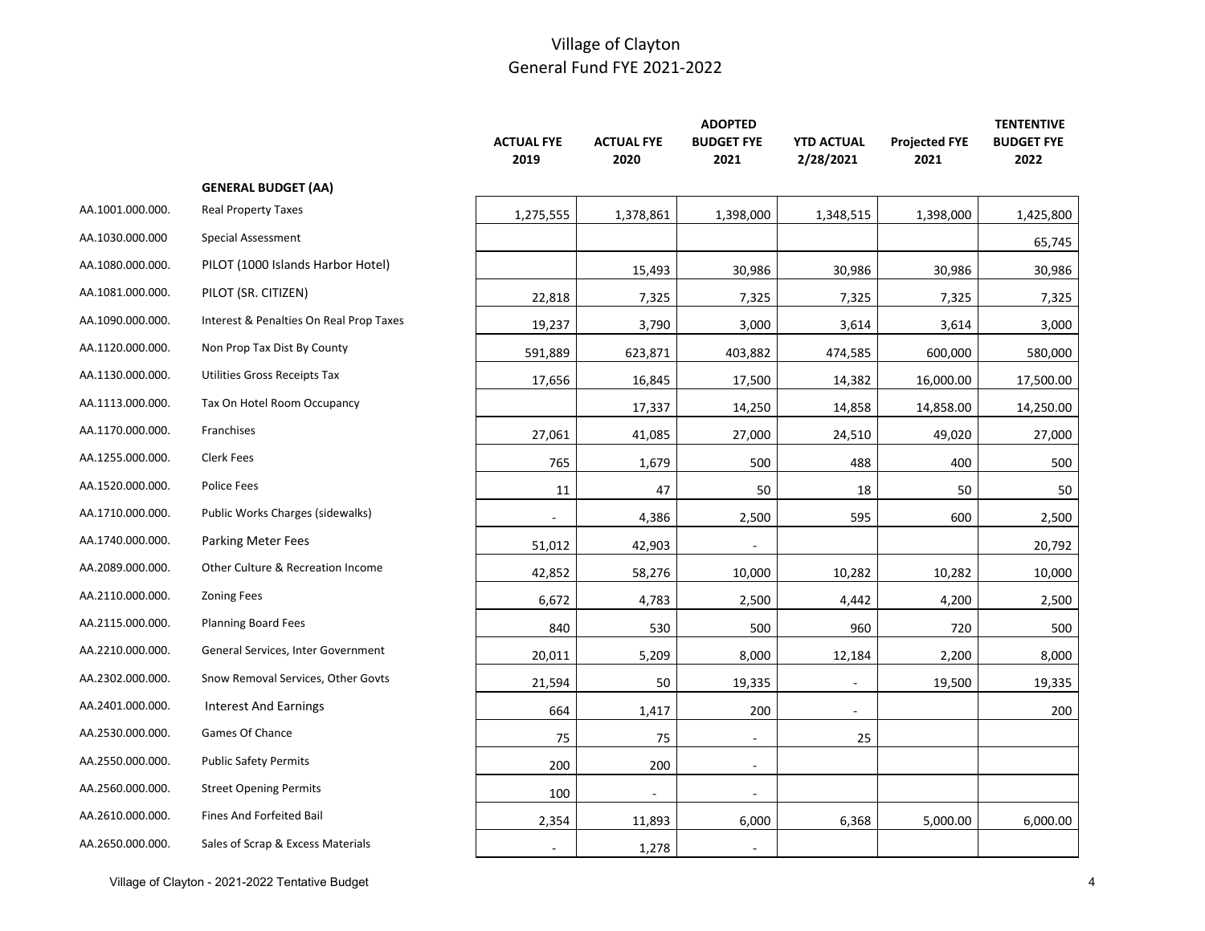# Village of Clayton
## General Fund FYE 2021-2022

| | | ACTUAL FYE 2019 | ACTUAL FYE 2020 | ADOPTED BUDGET FYE 2021 | YTD ACTUAL 2/28/2021 | Projected FYE 2021 | TENTENTIVE BUDGET FYE 2022 |
|---|---|---|---|---|---|---|---|
| | **GENERAL BUDGET (AA)** | | | | | | |
| AA.1001.000.000. | Real Property Taxes | 1,275,555 | 1,378,861 | 1,398,000 | 1,348,515 | 1,398,000 | 1,425,800 |
| AA.1030.000.000 | Special Assessment | | | | | | 65,745 |
| AA.1080.000.000. | PILOT (1000 Islands Harbor Hotel) | | 15,493 | 30,986 | 30,986 | 30,986 | 30,986 |
| AA.1081.000.000. | PILOT (SR. CITIZEN) | 22,818 | 7,325 | 7,325 | 7,325 | 7,325 | 7,325 |
| AA.1090.000.000. | Interest & Penalties On Real Prop Taxes | 19,237 | 3,790 | 3,000 | 3,614 | 3,614 | 3,000 |
| AA.1120.000.000. | Non Prop Tax Dist By County | 591,889 | 623,871 | 403,882 | 474,585 | 600,000 | 580,000 |
| AA.1130.000.000. | Utilities Gross Receipts Tax | 17,656 | 16,845 | 17,500 | 14,382 | 16,000.00 | 17,500.00 |
| AA.1113.000.000. | Tax On Hotel Room Occupancy | | 17,337 | 14,250 | 14,858 | 14,858.00 | 14,250.00 |
| AA.1170.000.000. | Franchises | 27,061 | 41,085 | 27,000 | 24,510 | 49,020 | 27,000 |
| AA.1255.000.000. | Clerk Fees | 765 | 1,679 | 500 | 488 | 400 | 500 |
| AA.1520.000.000. | Police Fees | 11 | 47 | 50 | 18 | 50 | 50 |
| AA.1710.000.000. | Public Works Charges (sidewalks) | - | 4,386 | 2,500 | 595 | 600 | 2,500 |
| AA.1740.000.000. | Parking Meter Fees | 51,012 | 42,903 | - | | | 20,792 |
| AA.2089.000.000. | Other Culture & Recreation Income | 42,852 | 58,276 | 10,000 | 10,282 | 10,282 | 10,000 |
| AA.2110.000.000. | Zoning Fees | 6,672 | 4,783 | 2,500 | 4,442 | 4,200 | 2,500 |
| AA.2115.000.000. | Planning Board Fees | 840 | 530 | 500 | 960 | 720 | 500 |
| AA.2210.000.000. | General Services, Inter Government | 20,011 | 5,209 | 8,000 | 12,184 | 2,200 | 8,000 |
| AA.2302.000.000. | Snow Removal Services, Other Govts | 21,594 | 50 | 19,335 | - | 19,500 | 19,335 |
| AA.2401.000.000. | Interest And Earnings | 664 | 1,417 | 200 | - | | 200 |
| AA.2530.000.000. | Games Of Chance | 75 | 75 | - | 25 | | |
| AA.2550.000.000. | Public Safety Permits | 200 | 200 | - | | | |
| AA.2560.000.000. | Street Opening Permits | 100 | - | - | | | |
| AA.2610.000.000. | Fines And Forfeited Bail | 2,354 | 11,893 | 6,000 | 6,368 | 5,000.00 | 6,000.00 |
| AA.2650.000.000. | Sales of Scrap & Excess Materials | - | 1,278 | - | | | |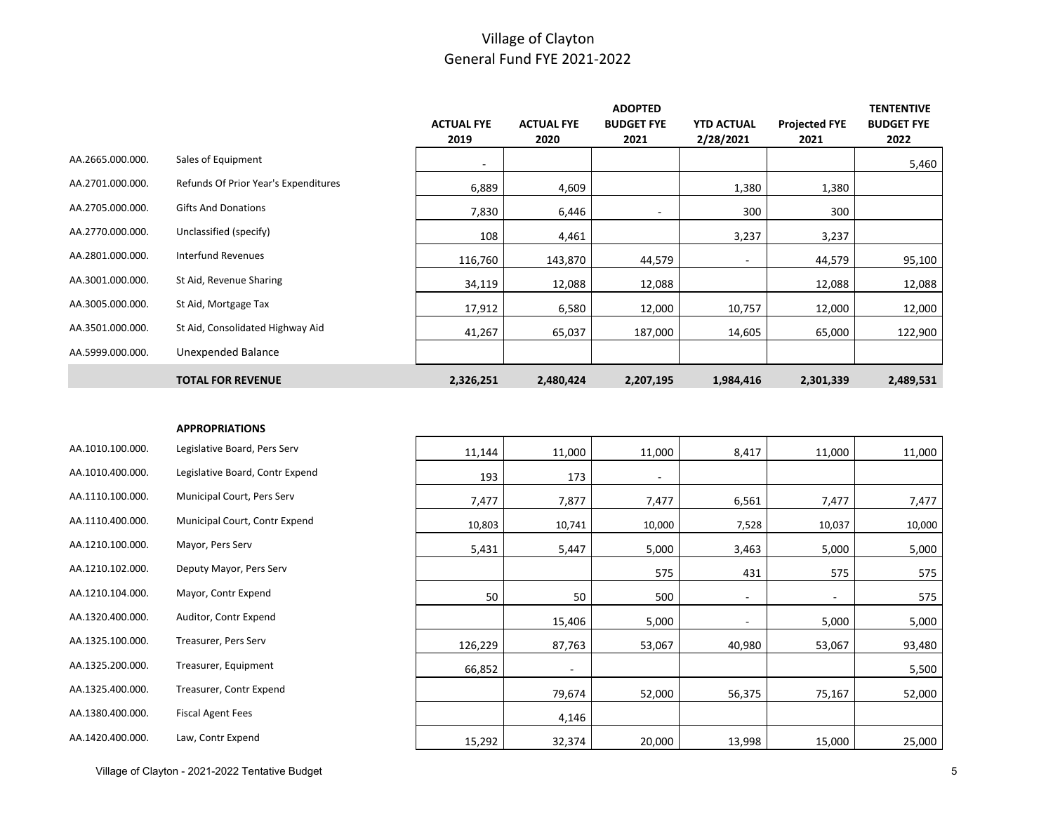# Village of Clayton
## General Fund FYE 2021-2022

| | | ACTUAL FYE 2019 | ACTUAL FYE 2020 | ADOPTED BUDGET FYE 2021 | YTD ACTUAL 2/28/2021 | Projected FYE 2021 | TENTENTIVE BUDGET FYE 2022 |
|---|---|---|---|---|---|---|---|
| AA.2665.000.000. | Sales of Equipment | - | | | | | 5,460 |
| AA.2701.000.000. | Refunds Of Prior Year's Expenditures | 6,889 | 4,609 | | 1,380 | 1,380 | |
| AA.2705.000.000. | Gifts And Donations | 7,830 | 6,446 | - | 300 | 300 | |
| AA.2770.000.000. | Unclassified (specify) | 108 | 4,461 | | 3,237 | 3,237 | |
| AA.2801.000.000. | Interfund Revenues | 116,760 | 143,870 | 44,579 | - | 44,579 | 95,100 |
| AA.3001.000.000. | St Aid, Revenue Sharing | 34,119 | 12,088 | 12,088 | | 12,088 | 12,088 |
| AA.3005.000.000. | St Aid, Mortgage Tax | 17,912 | 6,580 | 12,000 | 10,757 | 12,000 | 12,000 |
| AA.3501.000.000. | St Aid, Consolidated Highway Aid | 41,267 | 65,037 | 187,000 | 14,605 | 65,000 | 122,900 |
| AA.5999.000.000. | Unexpended Balance | | | | | | |
| | **TOTAL FOR REVENUE** | **2,326,251** | **2,480,424** | **2,207,195** | **1,984,416** | **2,301,339** | **2,489,531** |

| | **APPROPRIATIONS** | | | | | | |
|---|---|---|---|---|---|---|---|
| AA.1010.100.000. | Legislative Board, Pers Serv | 11,144 | 11,000 | 11,000 | 8,417 | 11,000 | 11,000 |
| AA.1010.400.000. | Legislative Board, Contr Expend | 193 | 173 | - | | | |
| AA.1110.100.000. | Municipal Court, Pers Serv | 7,477 | 7,877 | 7,477 | 6,561 | 7,477 | 7,477 |
| AA.1110.400.000. | Municipal Court, Contr Expend | 10,803 | 10,741 | 10,000 | 7,528 | 10,037 | 10,000 |
| AA.1210.100.000. | Mayor, Pers Serv | 5,431 | 5,447 | 5,000 | 3,463 | 5,000 | 5,000 |
| AA.1210.102.000. | Deputy Mayor, Pers Serv | | | 575 | 431 | 575 | 575 |
| AA.1210.104.000. | Mayor, Contr Expend | 50 | 50 | 500 | - | - | 575 |
| AA.1320.400.000. | Auditor, Contr Expend | | 15,406 | 5,000 | - | 5,000 | 5,000 |
| AA.1325.100.000. | Treasurer, Pers Serv | 126,229 | 87,763 | 53,067 | 40,980 | 53,067 | 93,480 |
| AA.1325.200.000. | Treasurer, Equipment | 66,852 | - | | | | 5,500 |
| AA.1325.400.000. | Treasurer, Contr Expend | | 79,674 | 52,000 | 56,375 | 75,167 | 52,000 |
| AA.1380.400.000. | Fiscal Agent Fees | | 4,146 | | | | |
| AA.1420.400.000. | Law, Contr Expend | 15,292 | 32,374 | 20,000 | 13,998 | 15,000 | 25,000 |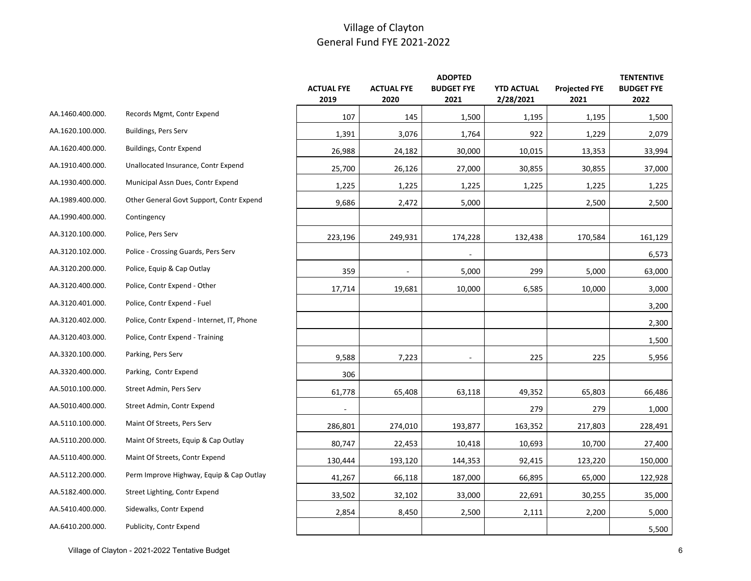# Village of Clayton
## General Fund FYE 2021-2022

| | | ACTUAL FYE 2019 | ACTUAL FYE 2020 | ADOPTED BUDGET FYE 2021 | YTD ACTUAL 2/28/2021 | Projected FYE 2021 | TENTENTIVE BUDGET FYE 2022 |
|---|---|---|---|---|---|---|---|
| AA.1460.400.000. | Records Mgmt, Contr Expend | 107 | 145 | 1,500 | 1,195 | 1,195 | 1,500 |
| AA.1620.100.000. | Buildings, Pers Serv | 1,391 | 3,076 | 1,764 | 922 | 1,229 | 2,079 |
| AA.1620.400.000. | Buildings, Contr Expend | 26,988 | 24,182 | 30,000 | 10,015 | 13,353 | 33,994 |
| AA.1910.400.000. | Unallocated Insurance, Contr Expend | 25,700 | 26,126 | 27,000 | 30,855 | 30,855 | 37,000 |
| AA.1930.400.000. | Municipal Assn Dues, Contr Expend | 1,225 | 1,225 | 1,225 | 1,225 | 1,225 | 1,225 |
| AA.1989.400.000. | Other General Govt Support, Contr Expend | 9,686 | 2,472 | 5,000 | | 2,500 | 2,500 |
| AA.1990.400.000. | Contingency | | | | | | |
| AA.3120.100.000. | Police, Pers Serv | 223,196 | 249,931 | 174,228 | 132,438 | 170,584 | 161,129 |
| AA.3120.102.000. | Police - Crossing Guards, Pers Serv | | | - | | | 6,573 |
| AA.3120.200.000. | Police, Equip & Cap Outlay | 359 | - | 5,000 | 299 | 5,000 | 63,000 |
| AA.3120.400.000. | Police, Contr Expend - Other | 17,714 | 19,681 | 10,000 | 6,585 | 10,000 | 3,000 |
| AA.3120.401.000. | Police, Contr Expend - Fuel | | | | | | 3,200 |
| AA.3120.402.000. | Police, Contr Expend - Internet, IT, Phone | | | | | | 2,300 |
| AA.3120.403.000. | Police, Contr Expend - Training | | | | | | 1,500 |
| AA.3320.100.000. | Parking, Pers Serv | 9,588 | 7,223 | - | 225 | 225 | 5,956 |
| AA.3320.400.000. | Parking, Contr Expend | 306 | | | | | |
| AA.5010.100.000. | Street Admin, Pers Serv | 61,778 | 65,408 | 63,118 | 49,352 | 65,803 | 66,486 |
| AA.5010.400.000. | Street Admin, Contr Expend | - | | | 279 | 279 | 1,000 |
| AA.5110.100.000. | Maint Of Streets, Pers Serv | 286,801 | 274,010 | 193,877 | 163,352 | 217,803 | 228,491 |
| AA.5110.200.000. | Maint Of Streets, Equip & Cap Outlay | 80,747 | 22,453 | 10,418 | 10,693 | 10,700 | 27,400 |
| AA.5110.400.000. | Maint Of Streets, Contr Expend | 130,444 | 193,120 | 144,353 | 92,415 | 123,220 | 150,000 |
| AA.5112.200.000. | Perm Improve Highway, Equip & Cap Outlay | 41,267 | 66,118 | 187,000 | 66,895 | 65,000 | 122,928 |
| AA.5182.400.000. | Street Lighting, Contr Expend | 33,502 | 32,102 | 33,000 | 22,691 | 30,255 | 35,000 |
| AA.5410.400.000. | Sidewalks, Contr Expend | 2,854 | 8,450 | 2,500 | 2,111 | 2,200 | 5,000 |
| AA.6410.200.000. | Publicity, Contr Expend | | | | | | 5,500 |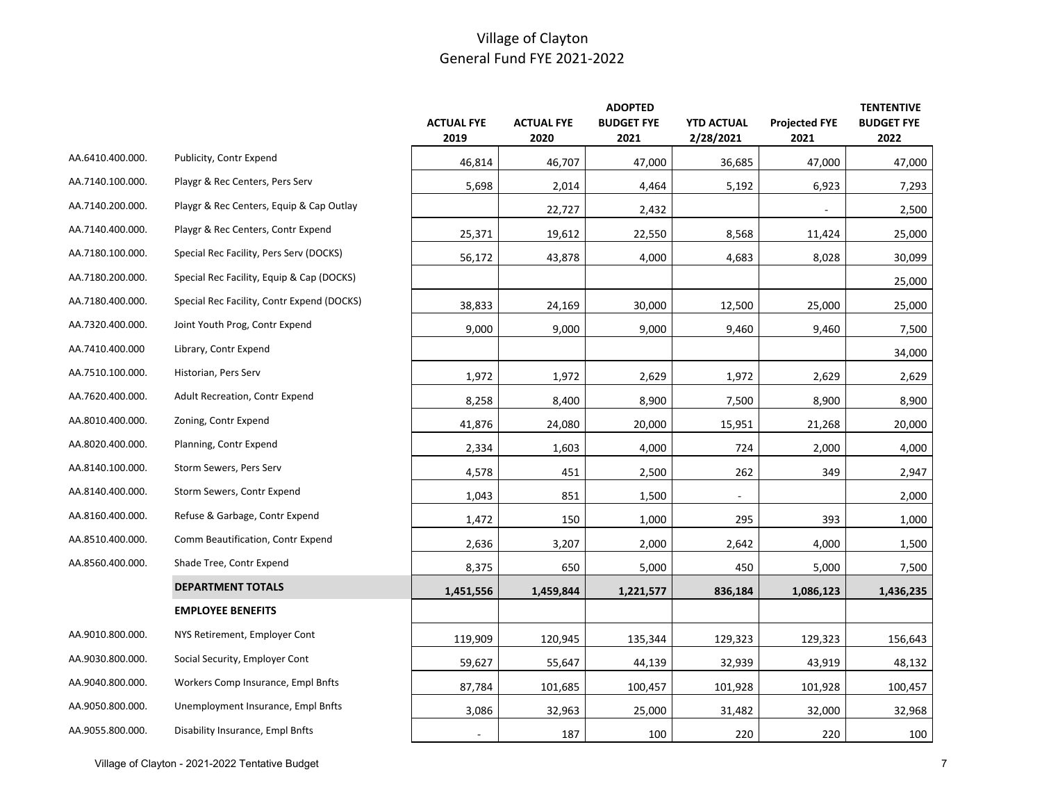# Village of Clayton
## General Fund FYE 2021-2022

| | | ACTUAL FYE 2019 | ACTUAL FYE 2020 | ADOPTED BUDGET FYE 2021 | YTD ACTUAL 2/28/2021 | Projected FYE 2021 | TENTENTIVE BUDGET FYE 2022 |
|---|---|---|---|---|---|---|---|
| AA.6410.400.000. | Publicity, Contr Expend | 46,814 | 46,707 | 47,000 | 36,685 | 47,000 | 47,000 |
| AA.7140.100.000. | Playgr & Rec Centers, Pers Serv | 5,698 | 2,014 | 4,464 | 5,192 | 6,923 | 7,293 |
| AA.7140.200.000. | Playgr & Rec Centers, Equip & Cap Outlay | | 22,727 | 2,432 | | - | 2,500 |
| AA.7140.400.000. | Playgr & Rec Centers, Contr Expend | 25,371 | 19,612 | 22,550 | 8,568 | 11,424 | 25,000 |
| AA.7180.100.000. | Special Rec Facility, Pers Serv (DOCKS) | 56,172 | 43,878 | 4,000 | 4,683 | 8,028 | 30,099 |
| AA.7180.200.000. | Special Rec Facility, Equip & Cap (DOCKS) | | | | | | 25,000 |
| AA.7180.400.000. | Special Rec Facility, Contr Expend (DOCKS) | 38,833 | 24,169 | 30,000 | 12,500 | 25,000 | 25,000 |
| AA.7320.400.000. | Joint Youth Prog, Contr Expend | 9,000 | 9,000 | 9,000 | 9,460 | 9,460 | 7,500 |
| AA.7410.400.000 | Library, Contr Expend | | | | | | 34,000 |
| AA.7510.100.000. | Historian, Pers Serv | 1,972 | 1,972 | 2,629 | 1,972 | 2,629 | 2,629 |
| AA.7620.400.000. | Adult Recreation, Contr Expend | 8,258 | 8,400 | 8,900 | 7,500 | 8,900 | 8,900 |
| AA.8010.400.000. | Zoning, Contr Expend | 41,876 | 24,080 | 20,000 | 15,951 | 21,268 | 20,000 |
| AA.8020.400.000. | Planning, Contr Expend | 2,334 | 1,603 | 4,000 | 724 | 2,000 | 4,000 |
| AA.8140.100.000. | Storm Sewers, Pers Serv | 4,578 | 451 | 2,500 | 262 | 349 | 2,947 |
| AA.8140.400.000. | Storm Sewers, Contr Expend | 1,043 | 851 | 1,500 | - | | 2,000 |
| AA.8160.400.000. | Refuse & Garbage, Contr Expend | 1,472 | 150 | 1,000 | 295 | 393 | 1,000 |
| AA.8510.400.000. | Comm Beautification, Contr Expend | 2,636 | 3,207 | 2,000 | 2,642 | 4,000 | 1,500 |
| AA.8560.400.000. | Shade Tree, Contr Expend | 8,375 | 650 | 5,000 | 450 | 5,000 | 7,500 |
| | **DEPARTMENT TOTALS** | **1,451,556** | **1,459,844** | **1,221,577** | **836,184** | **1,086,123** | **1,436,235** |
| | **EMPLOYEE BENEFITS** | | | | | | |
| AA.9010.800.000. | NYS Retirement, Employer Cont | 119,909 | 120,945 | 135,344 | 129,323 | 129,323 | 156,643 |
| AA.9030.800.000. | Social Security, Employer Cont | 59,627 | 55,647 | 44,139 | 32,939 | 43,919 | 48,132 |
| AA.9040.800.000. | Workers Comp Insurance, Empl Bnfts | 87,784 | 101,685 | 100,457 | 101,928 | 101,928 | 100,457 |
| AA.9050.800.000. | Unemployment Insurance, Empl Bnfts | 3,086 | 32,963 | 25,000 | 31,482 | 32,000 | 32,968 |
| AA.9055.800.000. | Disability Insurance, Empl Bnfts | - | 187 | 100 | 220 | 220 | 100 |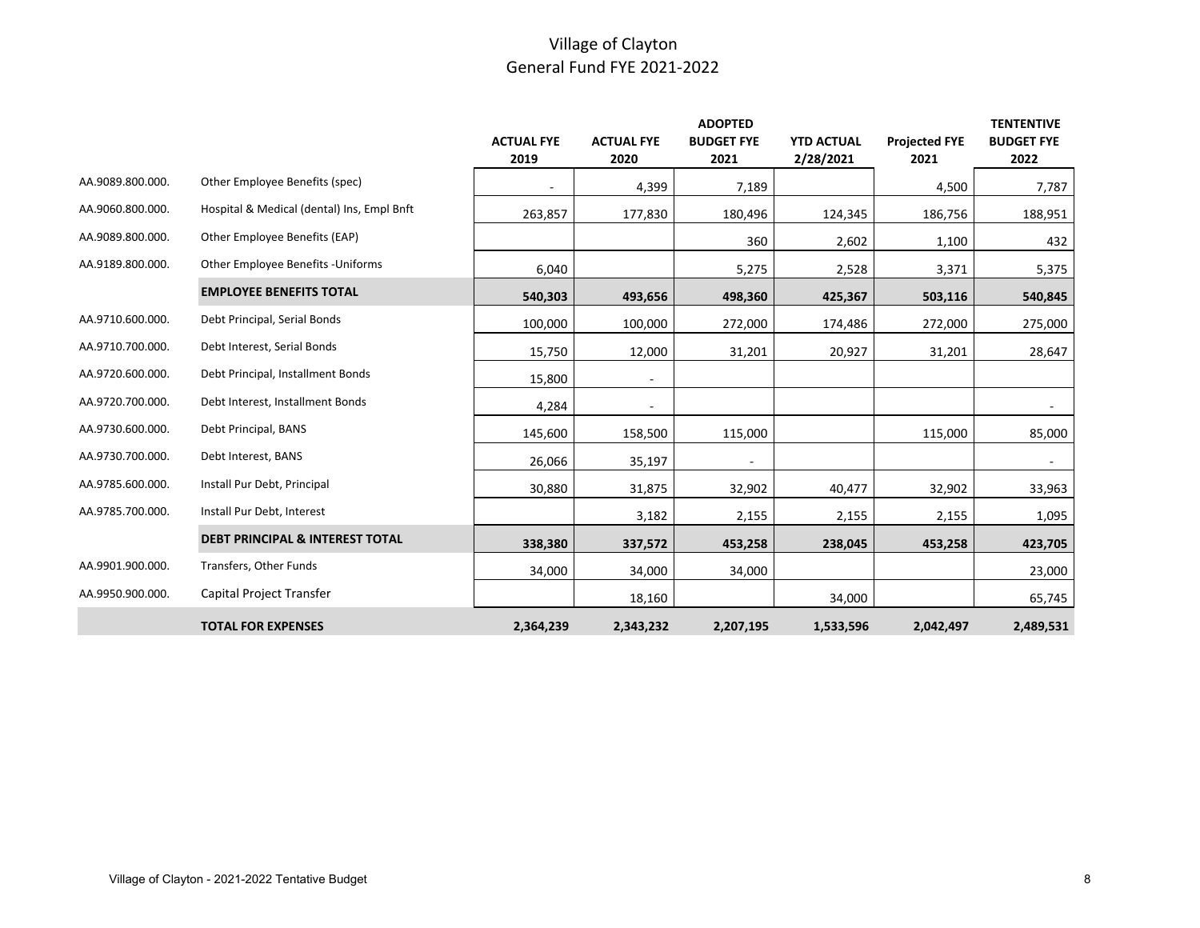# Village of Clayton
## General Fund FYE 2021-2022

| | | ACTUAL FYE 2019 | ACTUAL FYE 2020 | ADOPTED BUDGET FYE 2021 | YTD ACTUAL 2/28/2021 | Projected FYE 2021 | TENTENTIVE BUDGET FYE 2022 |
|---|---|---|---|---|---|---|---|
| AA.9089.800.000. | Other Employee Benefits (spec) | - | 4,399 | 7,189 | | 4,500 | 7,787 |
| AA.9060.800.000. | Hospital & Medical (dental) Ins, Empl Bnft | 263,857 | 177,830 | 180,496 | 124,345 | 186,756 | 188,951 |
| AA.9089.800.000. | Other Employee Benefits (EAP) | | | 360 | 2,602 | 1,100 | 432 |
| AA.9189.800.000. | Other Employee Benefits -Uniforms | 6,040 | | 5,275 | 2,528 | 3,371 | 5,375 |
| | **EMPLOYEE BENEFITS TOTAL** | **540,303** | **493,656** | **498,360** | **425,367** | **503,116** | **540,845** |
| AA.9710.600.000. | Debt Principal, Serial Bonds | 100,000 | 100,000 | 272,000 | 174,486 | 272,000 | 275,000 |
| AA.9710.700.000. | Debt Interest, Serial Bonds | 15,750 | 12,000 | 31,201 | 20,927 | 31,201 | 28,647 |
| AA.9720.600.000. | Debt Principal, Installment Bonds | 15,800 | - | | | | |
| AA.9720.700.000. | Debt Interest, Installment Bonds | 4,284 | - | | | | - |
| AA.9730.600.000. | Debt Principal, BANS | 145,600 | 158,500 | 115,000 | | 115,000 | 85,000 |
| AA.9730.700.000. | Debt Interest, BANS | 26,066 | 35,197 | - | | | - |
| AA.9785.600.000. | Install Pur Debt, Principal | 30,880 | 31,875 | 32,902 | 40,477 | 32,902 | 33,963 |
| AA.9785.700.000. | Install Pur Debt, Interest | | 3,182 | 2,155 | 2,155 | 2,155 | 1,095 |
| | **DEBT PRINCIPAL & INTEREST TOTAL** | **338,380** | **337,572** | **453,258** | **238,045** | **453,258** | **423,705** |
| AA.9901.900.000. | Transfers, Other Funds | 34,000 | 34,000 | 34,000 | | | 23,000 |
| AA.9950.900.000. | Capital Project Transfer | | 18,160 | | 34,000 | | 65,745 |
| | **TOTAL FOR EXPENSES** | **2,364,239** | **2,343,232** | **2,207,195** | **1,533,596** | **2,042,497** | **2,489,531** |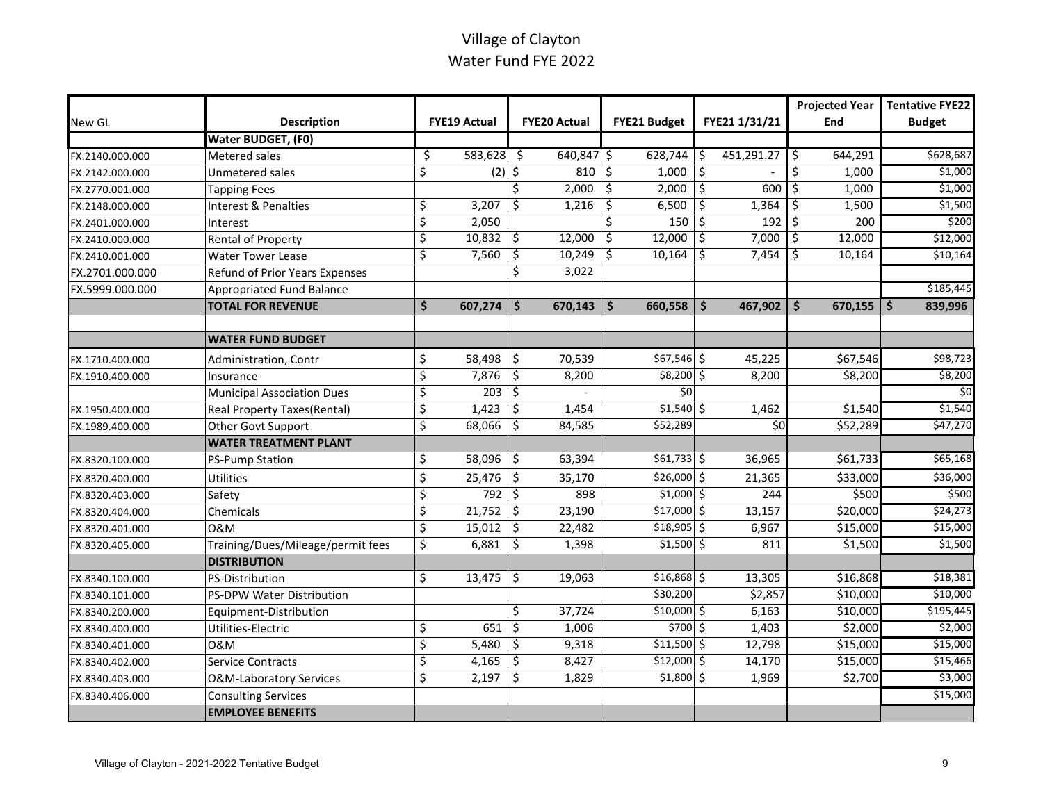# Village of Clayton
## Water Fund FYE 2022

| New GL | Description | FYE19 Actual | FYE20 Actual | FYE21 Budget | FYE21 1/31/21 | Projected Year End | Tentative FYE22 Budget |
|---|---|---|---|---|---|---|---|
| | **Water BUDGET, (F0)** | | | | | | |
| FX.2140.000.000 | Metered sales | $ 583,628 | $ 640,847 | $ 628,744 | $ 451,291.27 | $ 644,291 | $628,687 |
| FX.2142.000.000 | Unmetered sales | $ (2) | $ 810 | $ 1,000 | $ - | $ 1,000 | $1,000 |
| FX.2770.001.000 | Tapping Fees | | $ 2,000 | $ 2,000 | $ 600 | $ 1,000 | $1,000 |
| FX.2148.000.000 | Interest & Penalties | $ 3,207 | $ 1,216 | $ 6,500 | $ 1,364 | $ 1,500 | $1,500 |
| FX.2401.000.000 | Interest | $ 2,050 | | $ 150 | $ 192 | $ 200 | $200 |
| FX.2410.000.000 | Rental of Property | $ 10,832 | $ 12,000 | $ 12,000 | $ 7,000 | $ 12,000 | $12,000 |
| FX.2410.001.000 | Water Tower Lease | $ 7,560 | $ 10,249 | $ 10,164 | $ 7,454 | $ 10,164 | $10,164 |
| FX.2701.000.000 | Refund of Prior Years Expenses | | $ 3,022 | | | | |
| FX.5999.000.000 | Appropriated Fund Balance | | | | | | $185,445 |
| | **TOTAL FOR REVENUE** | **$ 607,274** | **$ 670,143** | **$ 660,558** | **$ 467,902** | **$ 670,155** | **$ 839,996** |
| | | | | | | | |
| | **WATER FUND BUDGET** | | | | | | |
| FX.1710.400.000 | Administration, Contr | $ 58,498 | $ 70,539 | $67,546 | $ 45,225 | $67,546 | $98,723 |
| FX.1910.400.000 | Insurance | $ 7,876 | $ 8,200 | $8,200 | $ 8,200 | $8,200 | $8,200 |
| | Municipal Association Dues | $ 203 | $ - | $0 | | | $0 |
| FX.1950.400.000 | Real Property Taxes(Rental) | $ 1,423 | $ 1,454 | $1,540 | $ 1,462 | $1,540 | $1,540 |
| FX.1989.400.000 | Other Govt Support | $ 68,066 | $ 84,585 | $52,289 | $0 | $52,289 | $47,270 |
| | **WATER TREATMENT PLANT** | | | | | | |
| FX.8320.100.000 | PS-Pump Station | $ 58,096 | $ 63,394 | $61,733 | $ 36,965 | $61,733 | $65,168 |
| FX.8320.400.000 | Utilities | $ 25,476 | $ 35,170 | $26,000 | $ 21,365 | $33,000 | $36,000 |
| FX.8320.403.000 | Safety | $ 792 | $ 898 | $1,000 | $ 244 | $500 | $500 |
| FX.8320.404.000 | Chemicals | $ 21,752 | $ 23,190 | $17,000 | $ 13,157 | $20,000 | $24,273 |
| FX.8320.401.000 | O&M | $ 15,012 | $ 22,482 | $18,905 | $ 6,967 | $15,000 | $15,000 |
| FX.8320.405.000 | Training/Dues/Mileage/permit fees | $ 6,881 | $ 1,398 | $1,500 | $ 811 | $1,500 | $1,500 |
| | **DISTRIBUTION** | | | | | | |
| FX.8340.100.000 | PS-Distribution | $ 13,475 | $ 19,063 | $16,868 | $ 13,305 | $16,868 | $18,381 |
| FX.8340.101.000 | PS-DPW Water Distribution | | | $30,200 | $2,857 | $10,000 | $10,000 |
| FX.8340.200.000 | Equipment-Distribution | | $ 37,724 | $10,000 | $ 6,163 | $10,000 | $195,445 |
| FX.8340.400.000 | Utilities-Electric | $ 651 | $ 1,006 | $700 | $ 1,403 | $2,000 | $2,000 |
| FX.8340.401.000 | O&M | $ 5,480 | $ 9,318 | $11,500 | $ 12,798 | $15,000 | $15,000 |
| FX.8340.402.000 | Service Contracts | $ 4,165 | $ 8,427 | $12,000 | $ 14,170 | $15,000 | $15,466 |
| FX.8340.403.000 | O&M-Laboratory Services | $ 2,197 | $ 1,829 | $1,800 | $ 1,969 | $2,700 | $3,000 |
| FX.8340.406.000 | Consulting Services | | | | | | $15,000 |
| | **EMPLOYEE BENEFITS** | | | | | | |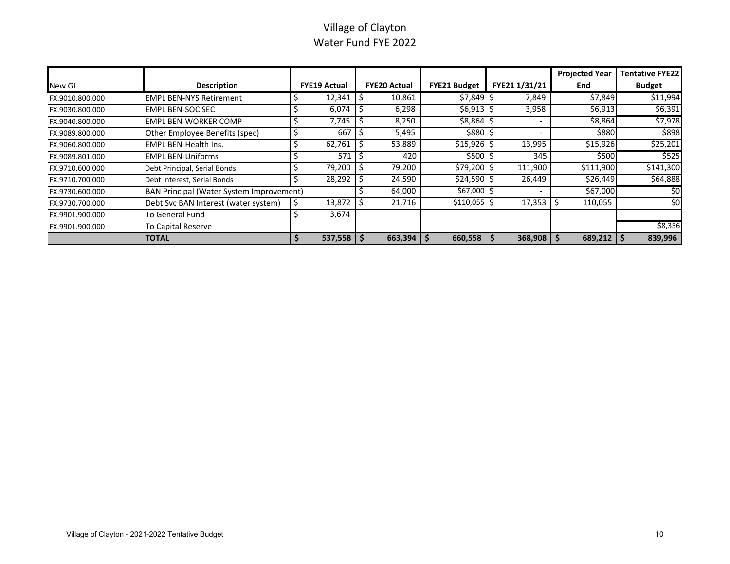# Village of Clayton
## Water Fund FYE 2022

| New GL | Description | FYE19 Actual | FYE20 Actual | FYE21 Budget | FYE21 1/31/21 | Projected Year End | Tentative FYE22 Budget |
|---|---|---|---|---|---|---|---|
| FX.9010.800.000 | EMPL BEN-NYS Retirement | $ 12,341 | $ 10,861 | $7,849 | $ 7,849 | $7,849 | $11,994 |
| FX.9030.800.000 | EMPL BEN-SOC SEC | $ 6,074 | $ 6,298 | $6,913 | $ 3,958 | $6,913 | $6,391 |
| FX.9040.800.000 | EMPL BEN-WORKER COMP | $ 7,745 | $ 8,250 | $8,864 | $ - | $8,864 | $7,978 |
| FX.9089.800.000 | Other Employee Benefits (spec) | $ 667 | $ 5,495 | $880 | $ - | $880 | $898 |
| FX.9060.800.000 | EMPL BEN-Health Ins. | $ 62,761 | $ 53,889 | $15,926 | $ 13,995 | $15,926 | $25,201 |
| FX.9089.801.000 | EMPL BEN-Uniforms | $ 571 | $ 420 | $500 | $ 345 | $500 | $525 |
| FX.9710.600.000 | Debt Principal, Serial Bonds | $ 79,200 | $ 79,200 | $79,200 | $ 111,900 | $111,900 | $141,300 |
| FX.9710.700.000 | Debt Interest, Serial Bonds | $ 28,292 | $ 24,590 | $24,590 | $ 26,449 | $26,449 | $64,888 |
| FX.9730.600.000 | BAN Principal (Water System Improvement) | | $ 64,000 | $67,000 | $ - | $67,000 | $0 |
| FX.9730.700.000 | Debt Svc BAN Interest (water system) | $ 13,872 | $ 21,716 | $110,055 | $ 17,353 | $ 110,055 | $0 |
| FX.9901.900.000 | To General Fund | $ 3,674 | | | | | |
| FX.9901.900.000 | To Capital Reserve | | | | | | $8,356 |
| | **TOTAL** | **$ 537,558** | **$ 663,394** | **$ 660,558** | **$ 368,908** | **$ 689,212** | **$ 839,996** |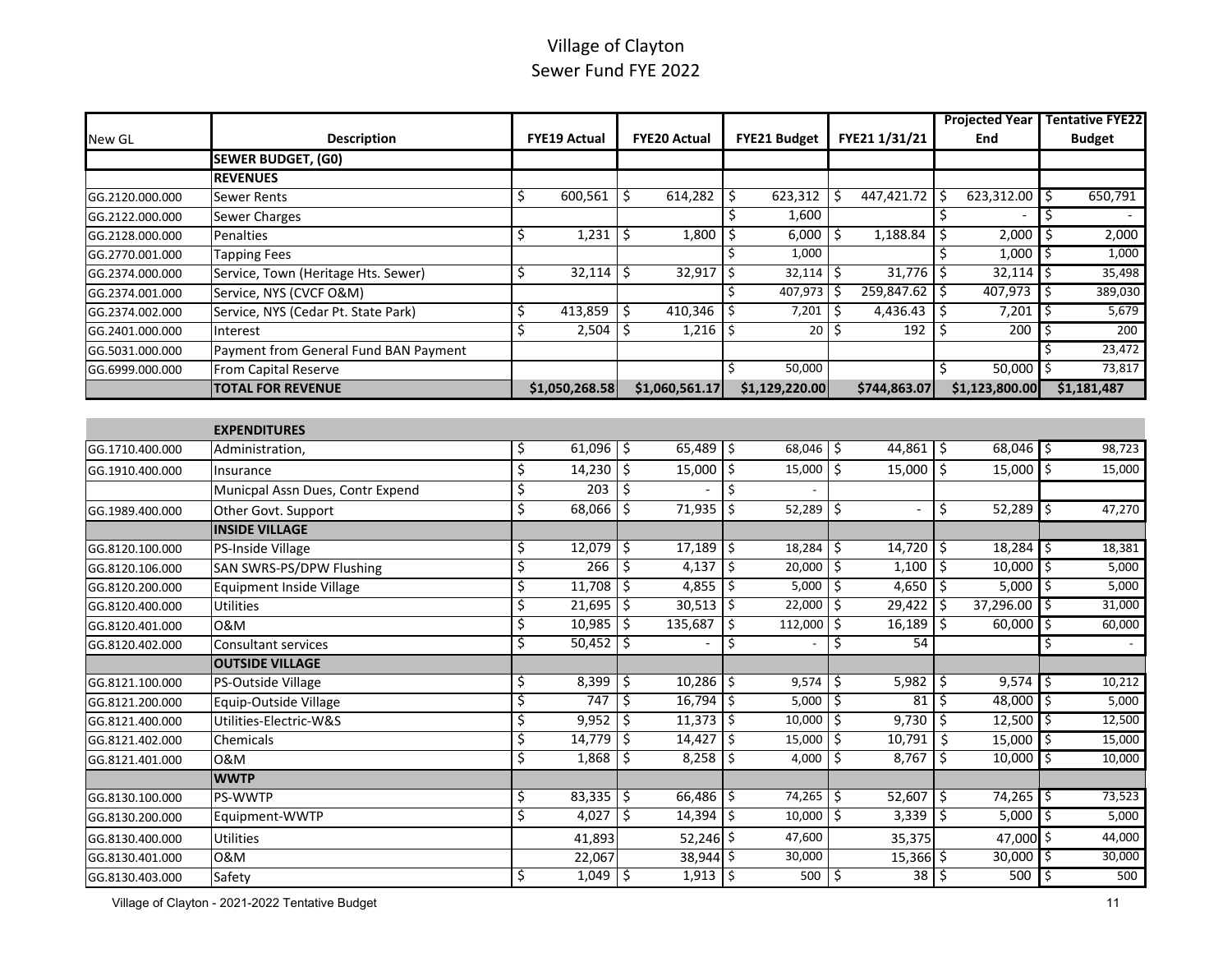# Village of Clayton
## Sewer Fund FYE 2022

| New GL | Description | FYE19 Actual | FYE20 Actual | FYE21 Budget | FYE21 1/31/21 | Projected Year End | Tentative FYE22 Budget |
|---|---|---|---|---|---|---|---|
| | **SEWER BUDGET, (G0)** | | | | | | |
| | **REVENUES** | | | | | | |
| GG.2120.000.000 | Sewer Rents | $ 600,561 | $ 614,282 | $ 623,312 | $ 447,421.72 | $ 623,312.00 | $ 650,791 |
| GG.2122.000.000 | Sewer Charges | | | $ 1,600 | | $ - | $ - |
| GG.2128.000.000 | Penalties | $ 1,231 | $ 1,800 | $ 6,000 | $ 1,188.84 | $ 2,000 | $ 2,000 |
| GG.2770.001.000 | Tapping Fees | | | $ 1,000 | | $ 1,000 | $ 1,000 |
| GG.2374.000.000 | Service, Town (Heritage Hts. Sewer) | $ 32,114 | $ 32,917 | $ 32,114 | $ 31,776 | $ 32,114 | $ 35,498 |
| GG.2374.001.000 | Service, NYS (CVCF O&M) | | | $ 407,973 | $ 259,847.62 | $ 407,973 | $ 389,030 |
| GG.2374.002.000 | Service, NYS (Cedar Pt. State Park) | $ 413,859 | $ 410,346 | $ 7,201 | $ 4,436.43 | $ 7,201 | $ 5,679 |
| GG.2401.000.000 | Interest | $ 2,504 | $ 1,216 | $ 20 | $ 192 | $ 200 | $ 200 |
| GG.5031.000.000 | Payment from General Fund BAN Payment | | | | | | $ 23,472 |
| GG.6999.000.000 | From Capital Reserve | | | $ 50,000 | | $ 50,000 | $ 73,817 |
| | **TOTAL FOR REVENUE** | **$1,050,268.58** | **$1,060,561.17** | **$1,129,220.00** | **$744,863.07** | **$1,123,800.00** | **$1,181,487** |

| New GL | Description | FYE19 Actual | FYE20 Actual | FYE21 Budget | FYE21 1/31/21 | Projected Year End | Tentative FYE22 Budget |
|---|---|---|---|---|---|---|---|
| | **EXPENDITURES** | | | | | | |
| GG.1710.400.000 | Administration, | $ 61,096 | $ 65,489 | $ 68,046 | $ 44,861 | $ 68,046 | $ 98,723 |
| GG.1910.400.000 | Insurance | $ 14,230 | $ 15,000 | $ 15,000 | $ 15,000 | $ 15,000 | $ 15,000 |
| | Municpal Assn Dues, Contr Expend | $ 203 | $ - | $ - | | | |
| GG.1989.400.000 | Other Govt. Support | $ 68,066 | $ 71,935 | $ 52,289 | $ - | $ 52,289 | $ 47,270 |
| | **INSIDE VILLAGE** | | | | | | |
| GG.8120.100.000 | PS-Inside Village | $ 12,079 | $ 17,189 | $ 18,284 | $ 14,720 | $ 18,284 | $ 18,381 |
| GG.8120.106.000 | SAN SWRS-PS/DPW Flushing | $ 266 | $ 4,137 | $ 20,000 | $ 1,100 | $ 10,000 | $ 5,000 |
| GG.8120.200.000 | Equipment Inside Village | $ 11,708 | $ 4,855 | $ 5,000 | $ 4,650 | $ 5,000 | $ 5,000 |
| GG.8120.400.000 | Utilities | $ 21,695 | $ 30,513 | $ 22,000 | $ 29,422 | $ 37,296.00 | $ 31,000 |
| GG.8120.401.000 | O&M | $ 10,985 | $ 135,687 | $ 112,000 | $ 16,189 | $ 60,000 | $ 60,000 |
| GG.8120.402.000 | Consultant services | $ 50,452 | $ - | $ - | $ 54 | | $ - |
| | **OUTSIDE VILLAGE** | | | | | | |
| GG.8121.100.000 | PS-Outside Village | $ 8,399 | $ 10,286 | $ 9,574 | $ 5,982 | $ 9,574 | $ 10,212 |
| GG.8121.200.000 | Equip-Outside Village | $ 747 | $ 16,794 | $ 5,000 | $ 81 | $ 48,000 | $ 5,000 |
| GG.8121.400.000 | Utilities-Electric-W&S | $ 9,952 | $ 11,373 | $ 10,000 | $ 9,730 | $ 12,500 | $ 12,500 |
| GG.8121.402.000 | Chemicals | $ 14,779 | $ 14,427 | $ 15,000 | $ 10,791 | $ 15,000 | $ 15,000 |
| GG.8121.401.000 | O&M | $ 1,868 | $ 8,258 | $ 4,000 | $ 8,767 | $ 10,000 | $ 10,000 |
| | **WWTP** | | | | | | |
| GG.8130.100.000 | PS-WWTP | $ 83,335 | $ 66,486 | $ 74,265 | $ 52,607 | $ 74,265 | $ 73,523 |
| GG.8130.200.000 | Equipment-WWTP | $ 4,027 | $ 14,394 | $ 10,000 | $ 3,339 | $ 5,000 | $ 5,000 |
| GG.8130.400.000 | Utilities | 41,893 | 52,246 | $ 47,600 | 35,375 | 47,000 | $ 44,000 |
| GG.8130.401.000 | O&M | 22,067 | 38,944 | $ 30,000 | 15,366 | $ 30,000 | $ 30,000 |
| GG.8130.403.000 | Safety | $ 1,049 | $ 1,913 | $ 500 | $ 38 | $ 500 | $ 500 |

Village of Clayton - 2021-2022 Tentative Budget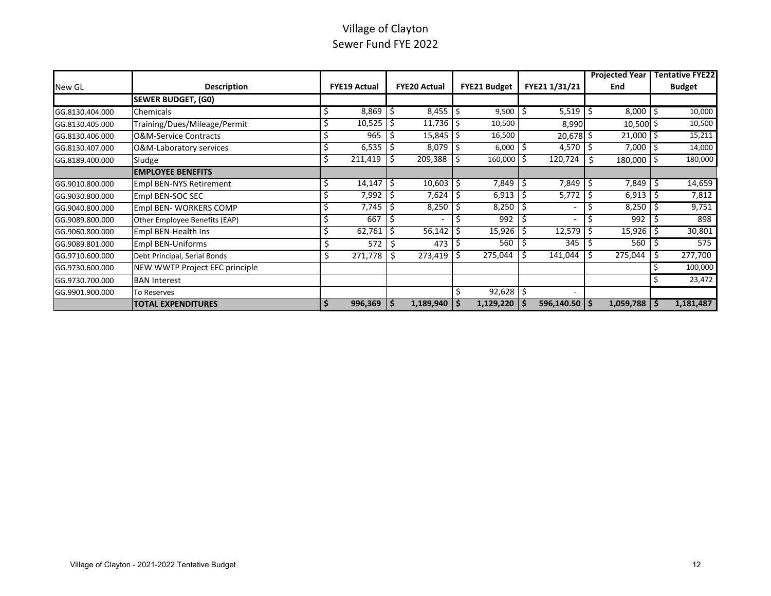# Village of Clayton
## Sewer Fund FYE 2022

| New GL | Description | FYE19 Actual | FYE20 Actual | FYE21 Budget | FYE21 1/31/21 | Projected Year End | Tentative FYE22 Budget |
|---|---|---|---|---|---|---|---|
| | **SEWER BUDGET, (G0)** | | | | | | |
| GG.8130.404.000 | Chemicals | $ 8,869 | $ 8,455 | $ 9,500 | $ 5,519 | $ 8,000 | $ 10,000 |
| GG.8130.405.000 | Training/Dues/Mileage/Permit | $ 10,525 | $ 11,736 | $ 10,500 | 8,990 | 10,500 | $ 10,500 |
| GG.8130.406.000 | O&M-Service Contracts | $ 965 | $ 15,845 | $ 16,500 | 20,678 | $ 21,000 | $ 15,211 |
| GG.8130.407.000 | O&M-Laboratory services | $ 6,535 | $ 8,079 | $ 6,000 | $ 4,570 | $ 7,000 | $ 14,000 |
| GG.8189.400.000 | Sludge | $ 211,419 | $ 209,388 | $ 160,000 | $ 120,724 | $ 180,000 | $ 180,000 |
| | **EMPLOYEE BENEFITS** | | | | | | |
| GG.9010.800.000 | Empl BEN-NYS Retirement | $ 14,147 | $ 10,603 | $ 7,849 | $ 7,849 | $ 7,849 | $ 14,659 |
| GG.9030.800.000 | Empl BEN-SOC SEC | $ 7,992 | $ 7,624 | $ 6,913 | $ 5,772 | $ 6,913 | $ 7,812 |
| GG.9040.800.000 | Empl BEN- WORKERS COMP | $ 7,745 | $ 8,250 | $ 8,250 | $ - | $ 8,250 | $ 9,751 |
| GG.9089.800.000 | Other Employee Benefits (EAP) | $ 667 | $ - | $ 992 | $ - | $ 992 | $ 898 |
| GG.9060.800.000 | Empl BEN-Health Ins | $ 62,761 | $ 56,142 | $ 15,926 | $ 12,579 | $ 15,926 | $ 30,801 |
| GG.9089.801.000 | Empl BEN-Uniforms | $ 572 | $ 473 | $ 560 | $ 345 | $ 560 | $ 575 |
| GG.9710.600.000 | Debt Principal, Serial Bonds | $ 271,778 | $ 273,419 | $ 275,044 | $ 141,044 | $ 275,044 | $ 277,700 |
| GG.9730.600.000 | NEW WWTP Project EFC principle | | | | | | $ 100,000 |
| GG.9730.700.000 | BAN Interest | | | | | | $ 23,472 |
| GG.9901.900.000 | To Reserves | | | $ 92,628 | $ - | | |
| | **TOTAL EXPENDITURES** | **$ 996,369** | **$ 1,189,940** | **$ 1,129,220** | **$ 596,140.50** | **$ 1,059,788** | **$ 1,181,487** |

Village of Clayton - 2021-2022 Tentative Budget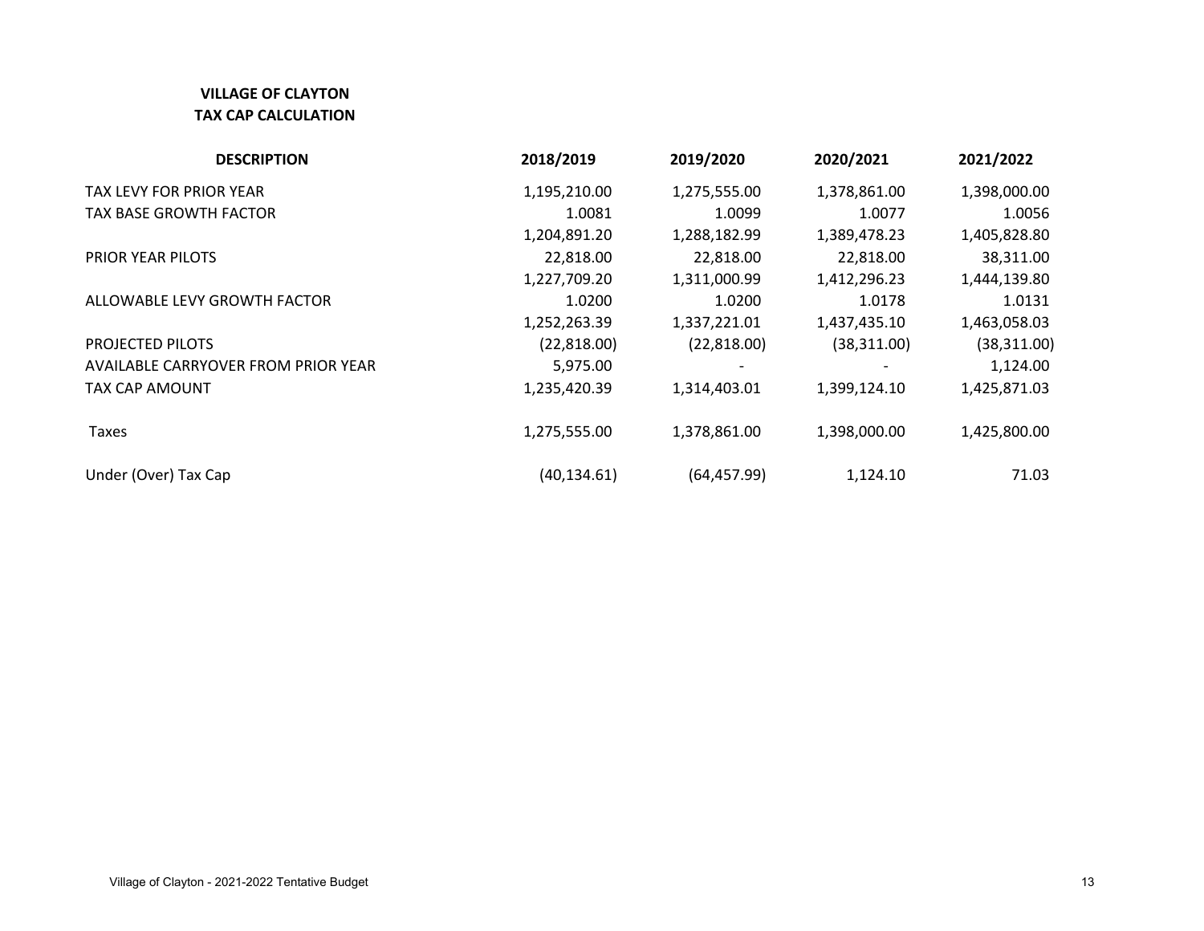**VILLAGE OF CLAYTON**
**TAX CAP CALCULATION**

| DESCRIPTION | 2018/2019 | 2019/2020 | 2020/2021 | 2021/2022 |
|---|---|---|---|---|
| TAX LEVY FOR PRIOR YEAR | 1,195,210.00 | 1,275,555.00 | 1,378,861.00 | 1,398,000.00 |
| TAX BASE GROWTH FACTOR | 1.0081 | 1.0099 | 1.0077 | 1.0056 |
| | 1,204,891.20 | 1,288,182.99 | 1,389,478.23 | 1,405,828.80 |
| PRIOR YEAR PILOTS | 22,818.00 | 22,818.00 | 22,818.00 | 38,311.00 |
| | 1,227,709.20 | 1,311,000.99 | 1,412,296.23 | 1,444,139.80 |
| ALLOWABLE LEVY GROWTH FACTOR | 1.0200 | 1.0200 | 1.0178 | 1.0131 |
| | 1,252,263.39 | 1,337,221.01 | 1,437,435.10 | 1,463,058.03 |
| PROJECTED PILOTS | (22,818.00) | (22,818.00) | (38,311.00) | (38,311.00) |
| AVAILABLE CARRYOVER FROM PRIOR YEAR | 5,975.00 | - | - | 1,124.00 |
| TAX CAP AMOUNT | 1,235,420.39 | 1,314,403.01 | 1,399,124.10 | 1,425,871.03 |
| Taxes | 1,275,555.00 | 1,378,861.00 | 1,398,000.00 | 1,425,800.00 |
| Under (Over) Tax Cap | (40,134.61) | (64,457.99) | 1,124.10 | 71.03 |